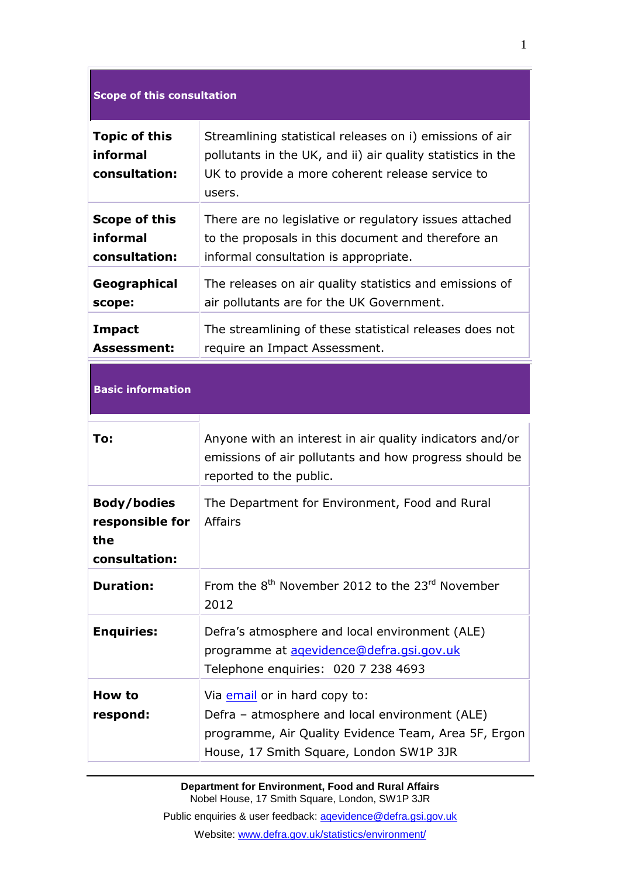| Scope of this consultation | |
|---|---|
| **Topic of this informal consultation:** | Streamlining statistical releases on i) emissions of air pollutants in the UK, and ii) air quality statistics in the UK to provide a more coherent release service to users. |
| **Scope of this informal consultation:** | There are no legislative or regulatory issues attached to the proposals in this document and therefore an informal consultation is appropriate. |
| **Geographical scope:** | The releases on air quality statistics and emissions of air pollutants are for the UK Government. |
| **Impact Assessment:** | The streamlining of these statistical releases does not require an Impact Assessment. |

| Basic information | |
|---|---|
| **To:** | Anyone with an interest in air quality indicators and/or emissions of air pollutants and how progress should be reported to the public. |
| **Body/bodies responsible for the consultation:** | The Department for Environment, Food and Rural Affairs |
| **Duration:** | From the 8th November 2012 to the 23rd November 2012 |
| **Enquiries:** | Defra's atmosphere and local environment (ALE) programme at aqevidence@defra.gsi.gov.uk Telephone enquiries: 020 7 238 4693 |
| **How to respond:** | Via email or in hard copy to: Defra – atmosphere and local environment (ALE) programme, Air Quality Evidence Team, Area 5F, Ergon House, 17 Smith Square, London SW1P 3JR |

**Department for Environment, Food and Rural Affairs**
Nobel House, 17 Smith Square, London, SW1P 3JR

Public enquiries & user feedback: aqevidence@defra.gsi.gov.uk

Website: www.defra.gov.uk/statistics/environment/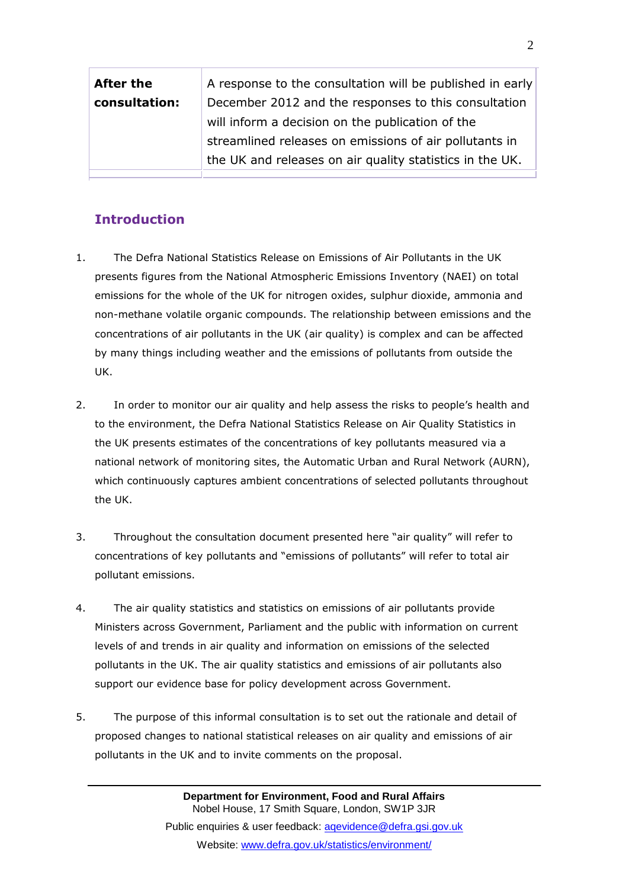| **After the consultation:** | A response to the consultation will be published in early December 2012 and the responses to this consultation will inform a decision on the publication of the streamlined releases on emissions of air pollutants in the UK and releases on air quality statistics in the UK. |
|---|---|

## Introduction

1. The Defra National Statistics Release on Emissions of Air Pollutants in the UK presents figures from the National Atmospheric Emissions Inventory (NAEI) on total emissions for the whole of the UK for nitrogen oxides, sulphur dioxide, ammonia and non-methane volatile organic compounds. The relationship between emissions and the concentrations of air pollutants in the UK (air quality) is complex and can be affected by many things including weather and the emissions of pollutants from outside the UK.

2. In order to monitor our air quality and help assess the risks to people's health and to the environment, the Defra National Statistics Release on Air Quality Statistics in the UK presents estimates of the concentrations of key pollutants measured via a national network of monitoring sites, the Automatic Urban and Rural Network (AURN), which continuously captures ambient concentrations of selected pollutants throughout the UK.

3. Throughout the consultation document presented here "air quality" will refer to concentrations of key pollutants and "emissions of pollutants" will refer to total air pollutant emissions.

4. The air quality statistics and statistics on emissions of air pollutants provide Ministers across Government, Parliament and the public with information on current levels of and trends in air quality and information on emissions of the selected pollutants in the UK. The air quality statistics and emissions of air pollutants also support our evidence base for policy development across Government.

5. The purpose of this informal consultation is to set out the rationale and detail of proposed changes to national statistical releases on air quality and emissions of air pollutants in the UK and to invite comments on the proposal.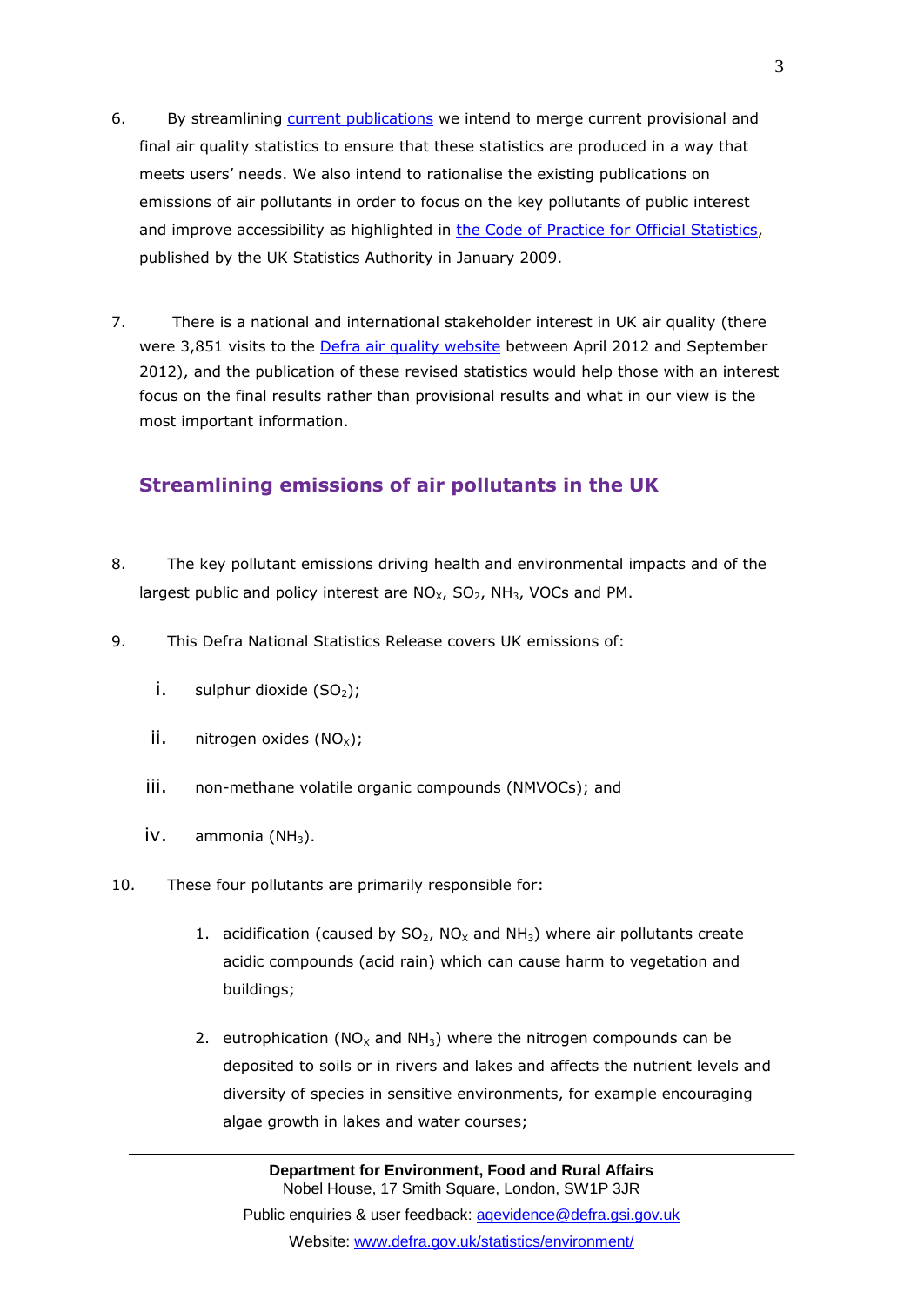6. By streamlining [current publications]() we intend to merge current provisional and final air quality statistics to ensure that these statistics are produced in a way that meets users' needs. We also intend to rationalise the existing publications on emissions of air pollutants in order to focus on the key pollutants of public interest and improve accessibility as highlighted in [the Code of Practice for Official Statistics](), published by the UK Statistics Authority in January 2009.

7. There is a national and international stakeholder interest in UK air quality (there were 3,851 visits to the [Defra air quality website]() between April 2012 and September 2012), and the publication of these revised statistics would help those with an interest focus on the final results rather than provisional results and what in our view is the most important information.

## Streamlining emissions of air pollutants in the UK

8. The key pollutant emissions driving health and environmental impacts and of the largest public and policy interest are $NO_X$, $SO_2$, $NH_3$, VOCs and PM.

9. This Defra National Statistics Release covers UK emissions of:

   i. sulphur dioxide ($SO_2$);

   ii. nitrogen oxides ($NO_X$);

   iii. non-methane volatile organic compounds (NMVOCs); and

   iv. ammonia ($NH_3$).

10. These four pollutants are primarily responsible for:

    1. acidification (caused by $SO_2$, $NO_X$ and $NH_3$) where air pollutants create acidic compounds (acid rain) which can cause harm to vegetation and buildings;

    2. eutrophication ($NO_X$ and $NH_3$) where the nitrogen compounds can be deposited to soils or in rivers and lakes and affects the nutrient levels and diversity of species in sensitive environments, for example encouraging algae growth in lakes and water courses;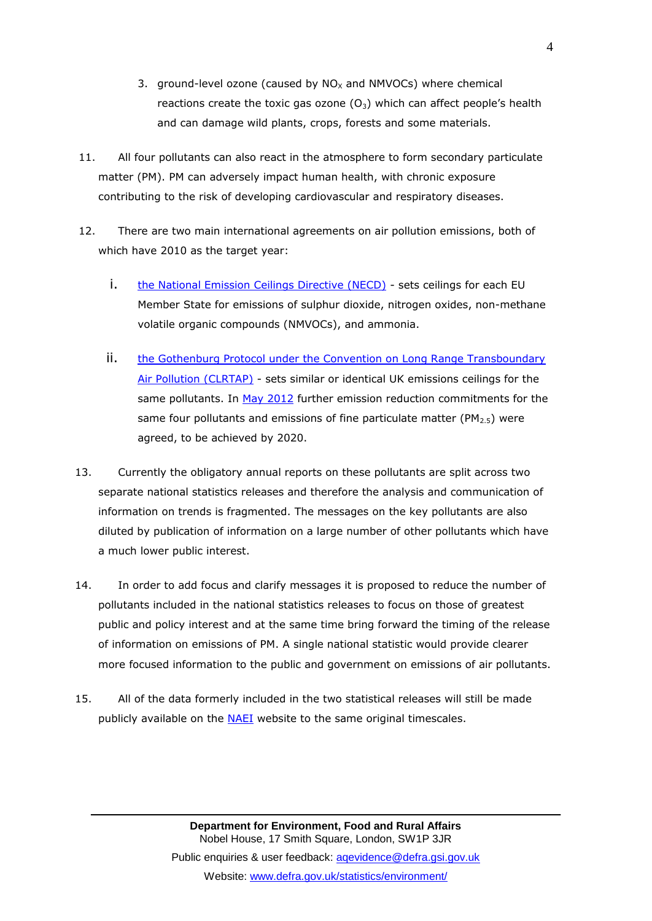3. ground-level ozone (caused by $NO_X$ and NMVOCs) where chemical reactions create the toxic gas ozone ($O_3$) which can affect people's health and can damage wild plants, crops, forests and some materials.

11. All four pollutants can also react in the atmosphere to form secondary particulate matter (PM). PM can adversely impact human health, with chronic exposure contributing to the risk of developing cardiovascular and respiratory diseases.

12. There are two main international agreements on air pollution emissions, both of which have 2010 as the target year:

    i. [the National Emission Ceilings Directive (NECD)]() - sets ceilings for each EU Member State for emissions of sulphur dioxide, nitrogen oxides, non-methane volatile organic compounds (NMVOCs), and ammonia.

    ii. [the Gothenburg Protocol under the Convention on Long Range Transboundary Air Pollution (CLRTAP)]() - sets similar or identical UK emissions ceilings for the same pollutants. In [May 2012]() further emission reduction commitments for the same four pollutants and emissions of fine particulate matter ($PM_{2.5}$) were agreed, to be achieved by 2020.

13. Currently the obligatory annual reports on these pollutants are split across two separate national statistics releases and therefore the analysis and communication of information on trends is fragmented. The messages on the key pollutants are also diluted by publication of information on a large number of other pollutants which have a much lower public interest.

14. In order to add focus and clarify messages it is proposed to reduce the number of pollutants included in the national statistics releases to focus on those of greatest public and policy interest and at the same time bring forward the timing of the release of information on emissions of PM. A single national statistic would provide clearer more focused information to the public and government on emissions of air pollutants.

15. All of the data formerly included in the two statistical releases will still be made publicly available on the [NAEI]() website to the same original timescales.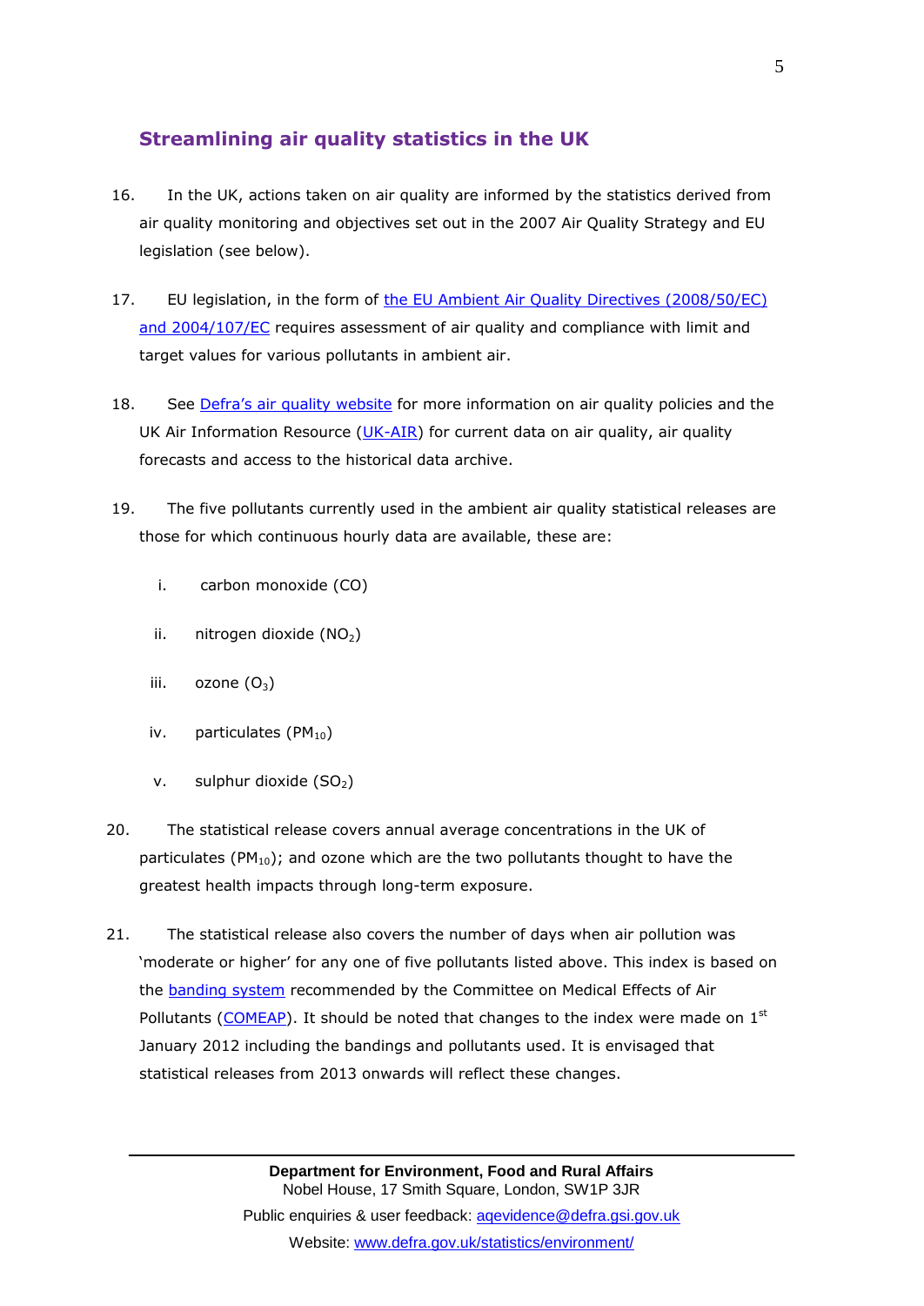## Streamlining air quality statistics in the UK

16. In the UK, actions taken on air quality are informed by the statistics derived from air quality monitoring and objectives set out in the 2007 Air Quality Strategy and EU legislation (see below).

17. EU legislation, in the form of the EU Ambient Air Quality Directives (2008/50/EC) and 2004/107/EC requires assessment of air quality and compliance with limit and target values for various pollutants in ambient air.

18. See Defra's air quality website for more information on air quality policies and the UK Air Information Resource (UK-AIR) for current data on air quality, air quality forecasts and access to the historical data archive.

19. The five pollutants currently used in the ambient air quality statistical releases are those for which continuous hourly data are available, these are:

   i. carbon monoxide (CO)

   ii. nitrogen dioxide ($NO_2$)

   iii. ozone ($O_3$)

   iv. particulates ($PM_{10}$)

   v. sulphur dioxide ($SO_2$)

20. The statistical release covers annual average concentrations in the UK of particulates ($PM_{10}$); and ozone which are the two pollutants thought to have the greatest health impacts through long-term exposure.

21. The statistical release also covers the number of days when air pollution was 'moderate or higher' for any one of five pollutants listed above. This index is based on the banding system recommended by the Committee on Medical Effects of Air Pollutants (COMEAP). It should be noted that changes to the index were made on 1st January 2012 including the bandings and pollutants used. It is envisaged that statistical releases from 2013 onwards will reflect these changes.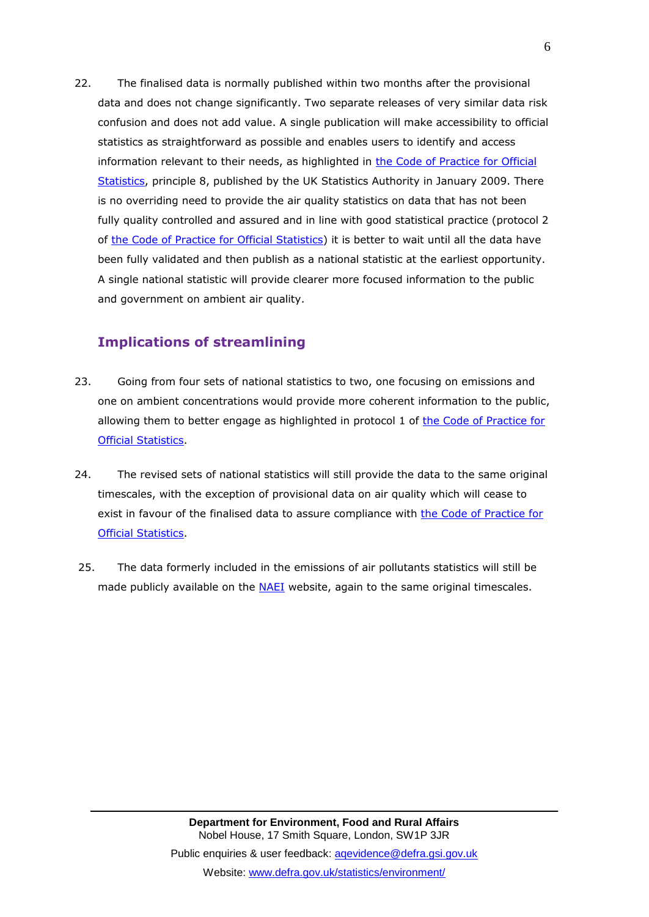22. The finalised data is normally published within two months after the provisional data and does not change significantly. Two separate releases of very similar data risk confusion and does not add value. A single publication will make accessibility to official statistics as straightforward as possible and enables users to identify and access information relevant to their needs, as highlighted in the Code of Practice for Official Statistics, principle 8, published by the UK Statistics Authority in January 2009. There is no overriding need to provide the air quality statistics on data that has not been fully quality controlled and assured and in line with good statistical practice (protocol 2 of the Code of Practice for Official Statistics) it is better to wait until all the data have been fully validated and then publish as a national statistic at the earliest opportunity. A single national statistic will provide clearer more focused information to the public and government on ambient air quality.

## Implications of streamlining

23. Going from four sets of national statistics to two, one focusing on emissions and one on ambient concentrations would provide more coherent information to the public, allowing them to better engage as highlighted in protocol 1 of the Code of Practice for Official Statistics.

24. The revised sets of national statistics will still provide the data to the same original timescales, with the exception of provisional data on air quality which will cease to exist in favour of the finalised data to assure compliance with the Code of Practice for Official Statistics.

25. The data formerly included in the emissions of air pollutants statistics will still be made publicly available on the NAEI website, again to the same original timescales.

**Department for Environment, Food and Rural Affairs**
Nobel House, 17 Smith Square, London, SW1P 3JR
Public enquiries & user feedback: aqevidence@defra.gsi.gov.uk
Website: www.defra.gov.uk/statistics/environment/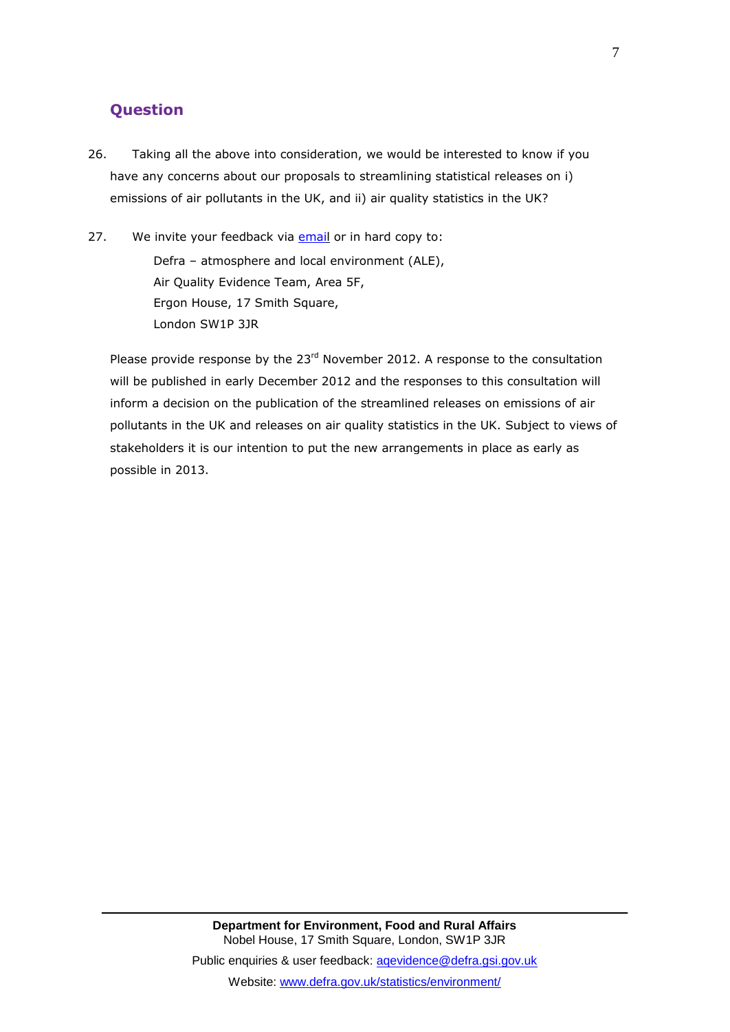## Question

26. Taking all the above into consideration, we would be interested to know if you have any concerns about our proposals to streamlining statistical releases on i) emissions of air pollutants in the UK, and ii) air quality statistics in the UK?

27. We invite your feedback via email or in hard copy to:

    Defra – atmosphere and local environment (ALE),
    Air Quality Evidence Team, Area 5F,
    Ergon House, 17 Smith Square,
    London SW1P 3JR

Please provide response by the 23rd November 2012. A response to the consultation will be published in early December 2012 and the responses to this consultation will inform a decision on the publication of the streamlined releases on emissions of air pollutants in the UK and releases on air quality statistics in the UK. Subject to views of stakeholders it is our intention to put the new arrangements in place as early as possible in 2013.

**Department for Environment, Food and Rural Affairs**
Nobel House, 17 Smith Square, London, SW1P 3JR
Public enquiries & user feedback: aqevidence@defra.gsi.gov.uk
Website: www.defra.gov.uk/statistics/environment/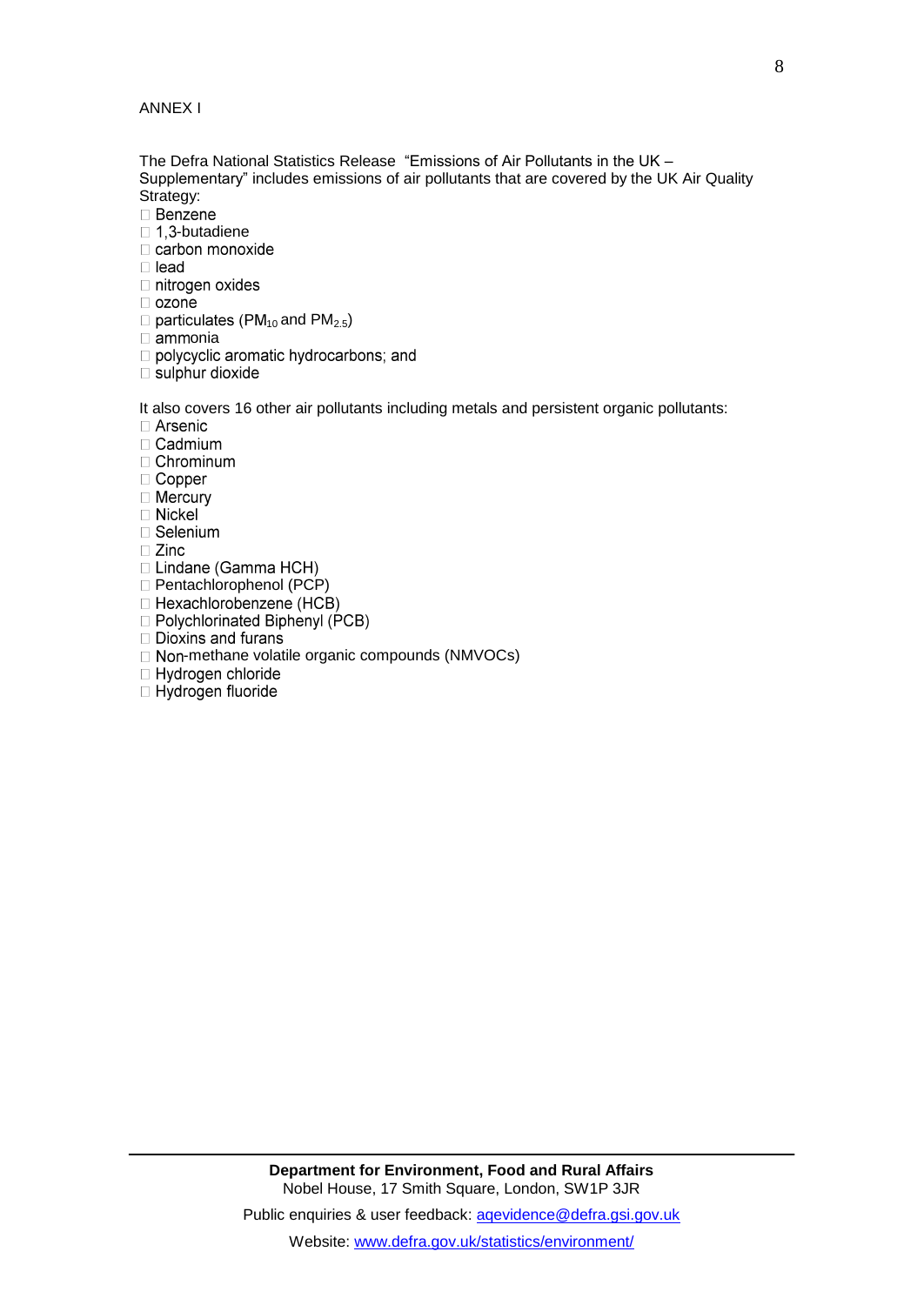ANNEX I

The Defra National Statistics Release "Emissions of Air Pollutants in the UK – Supplementary" includes emissions of air pollutants that are covered by the UK Air Quality Strategy:

- Benzene
- 1,3-butadiene
- carbon monoxide
- lead
- nitrogen oxides
- ozone
- particulates ($PM_{10}$ and $PM_{2.5}$)
- ammonia
- polycyclic aromatic hydrocarbons; and
- sulphur dioxide

It also covers 16 other air pollutants including metals and persistent organic pollutants:

- Arsenic
- Cadmium
- Chrominum
- Copper
- Mercury
- Nickel
- Selenium
- Zinc
- Lindane (Gamma HCH)
- Pentachlorophenol (PCP)
- Hexachlorobenzene (HCB)
- Polychlorinated Biphenyl (PCB)
- Dioxins and furans
- Non-methane volatile organic compounds (NMVOCs)
- Hydrogen chloride
- Hydrogen fluoride

**Department for Environment, Food and Rural Affairs**
Nobel House, 17 Smith Square, London, SW1P 3JR

Public enquiries & user feedback: aqevidence@defra.gsi.gov.uk

Website: www.defra.gov.uk/statistics/environment/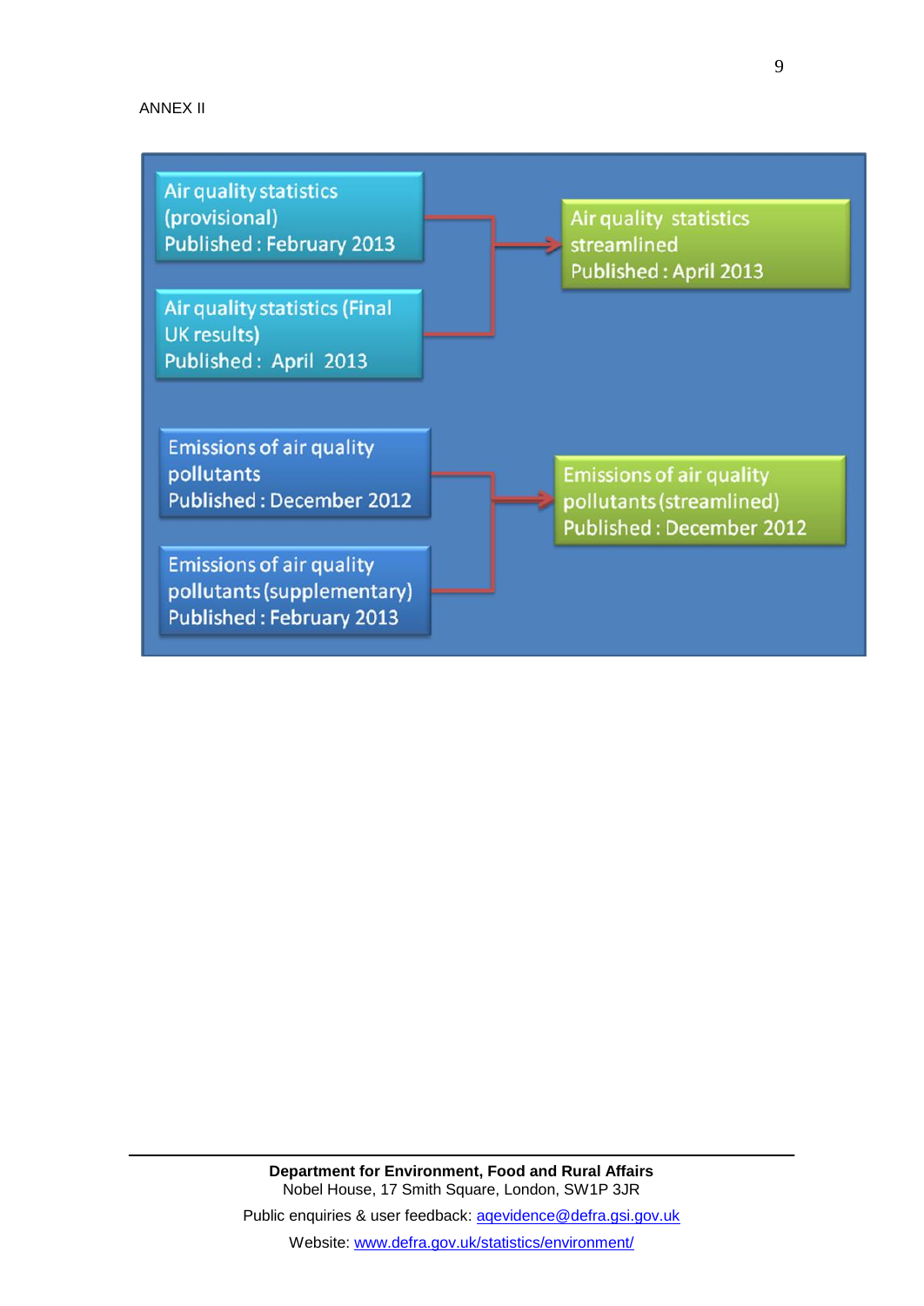ANNEX II

Air quality statistics (provisional)
Published : February 2013

Air quality statistics (Final UK results)
Published : April 2013

Air quality statistics streamlined
Published : April 2013

Emissions of air quality pollutants
Published : December 2012

Emissions of air quality pollutants (supplementary)
Published : February 2013

Emissions of air quality pollutants (streamlined)
Published : December 2012

---

**Department for Environment, Food and Rural Affairs**
Nobel House, 17 Smith Square, London, SW1P 3JR

Public enquiries & user feedback: aqevidence@defra.gsi.gov.uk

Website: www.defra.gov.uk/statistics/environment/